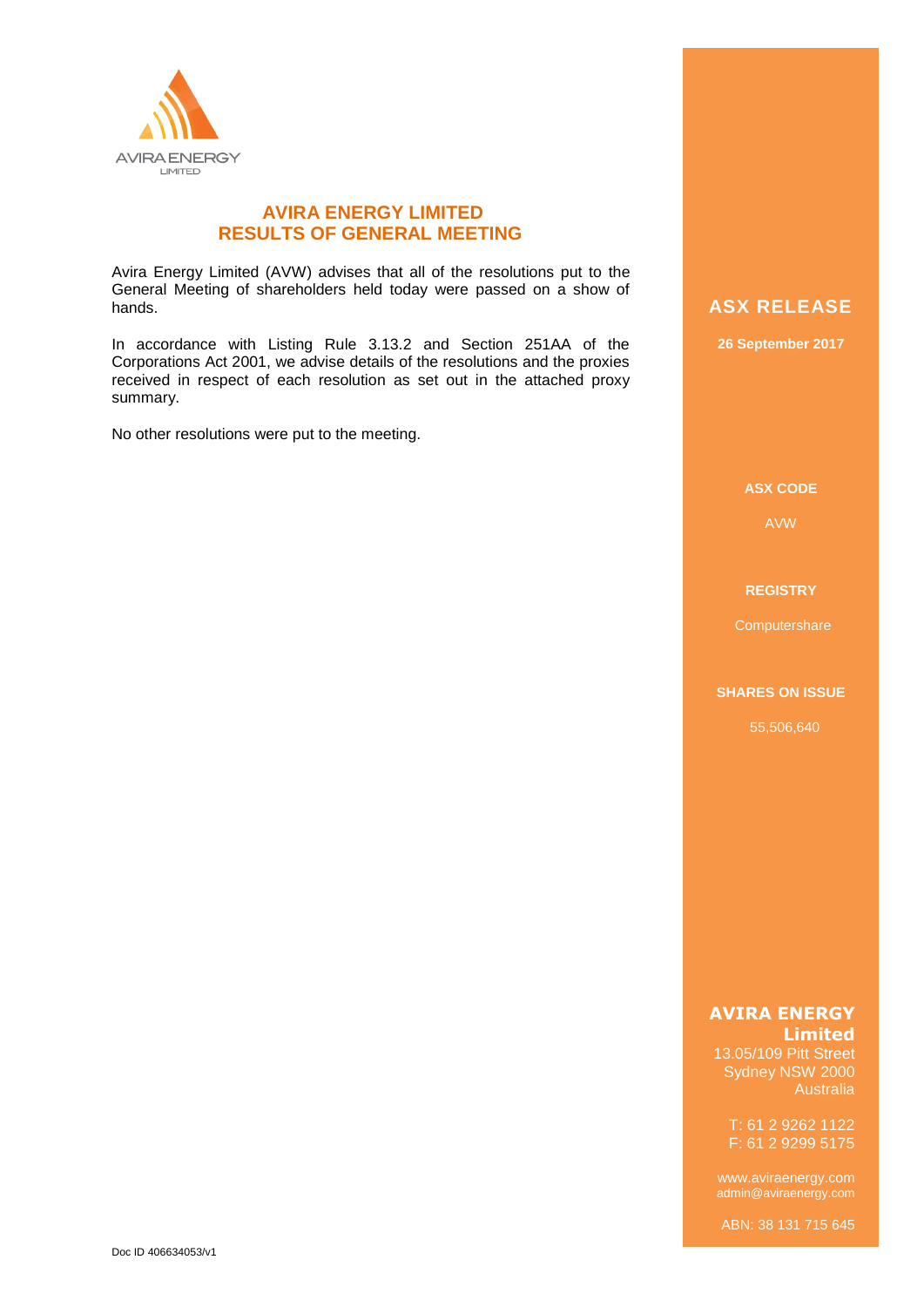AVIRA ENERGY
LIMITED

# AVIRA ENERGY LIMITED
# RESULTS OF GENERAL MEETING

Avira Energy Limited (AVW) advises that all of the resolutions put to the General Meeting of shareholders held today were passed on a show of hands.

In accordance with Listing Rule 3.13.2 and Section 251AA of the Corporations Act 2001, we advise details of the resolutions and the proxies received in respect of each resolution as set out in the attached proxy summary.

No other resolutions were put to the meeting.

## ASX RELEASE

**26 September 2017**

**ASX CODE**

AVW

**REGISTRY**

Computershare

**SHARES ON ISSUE**

55,506,640

**AVIRA ENERGY Limited**
13.05/109 Pitt Street
Sydney NSW 2000
Australia

T: 61 2 9262 1122
F: 61 2 9299 5175

www.aviraenergy.com
admin@aviraenergy.com

ABN: 38 131 715 645

Doc ID 406634053/v1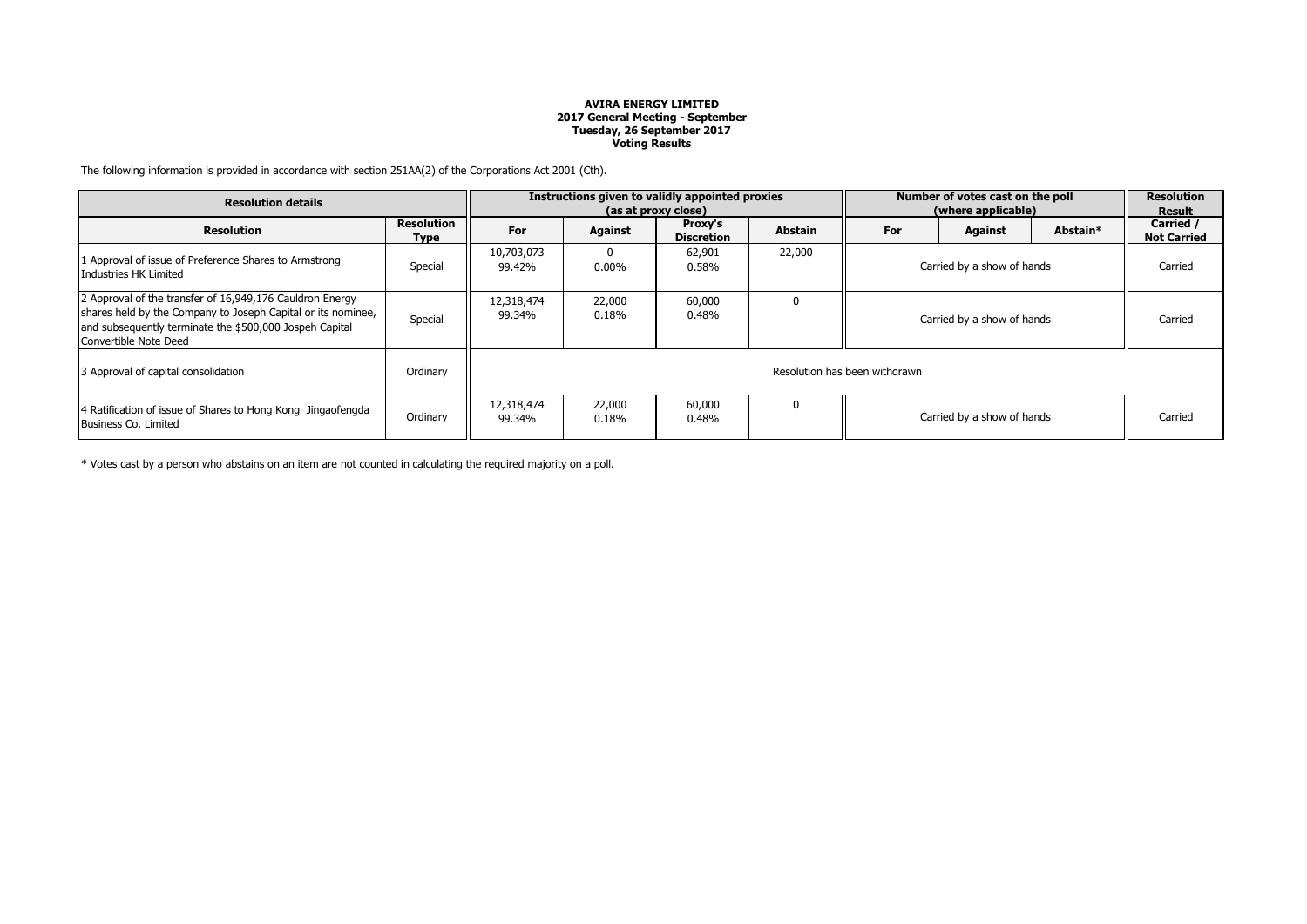**AVIRA ENERGY LIMITED**
**2017 General Meeting - September**
**Tuesday, 26 September 2017**
**Voting Results**

The following information is provided in accordance with section 251AA(2) of the Corporations Act 2001 (Cth).

| Resolution details | | Instructions given to validly appointed proxies (as at proxy close) | | | | Number of votes cast on the poll (where applicable) | | | Resolution Result |
|---|---|---|---|---|---|---|---|---|---|
| **Resolution** | **Resolution Type** | **For** | **Against** | **Proxy's Discretion** | **Abstain** | **For** | **Against** | **Abstain*** | **Carried / Not Carried** |
| 1 Approval of issue of Preference Shares to Armstrong Industries HK Limited | Special | 10,703,073 99.42% | 0 0.00% | 62,901 0.58% | 22,000 | Carried by a show of hands | | | Carried |
| 2 Approval of the transfer of 16,949,176 Cauldron Energy shares held by the Company to Joseph Capital or its nominee, and subsequently terminate the $500,000 Jospeh Capital Convertible Note Deed | Special | 12,318,474 99.34% | 22,000 0.18% | 60,000 0.48% | 0 | Carried by a show of hands | | | Carried |
| 3 Approval of capital consolidation | Ordinary | Resolution has been withdrawn | | | | | | | |
| 4 Ratification of issue of Shares to Hong Kong Jingaofengda Business Co. Limited | Ordinary | 12,318,474 99.34% | 22,000 0.18% | 60,000 0.48% | 0 | Carried by a show of hands | | | Carried |

* Votes cast by a person who abstains on an item are not counted in calculating the required majority on a poll.